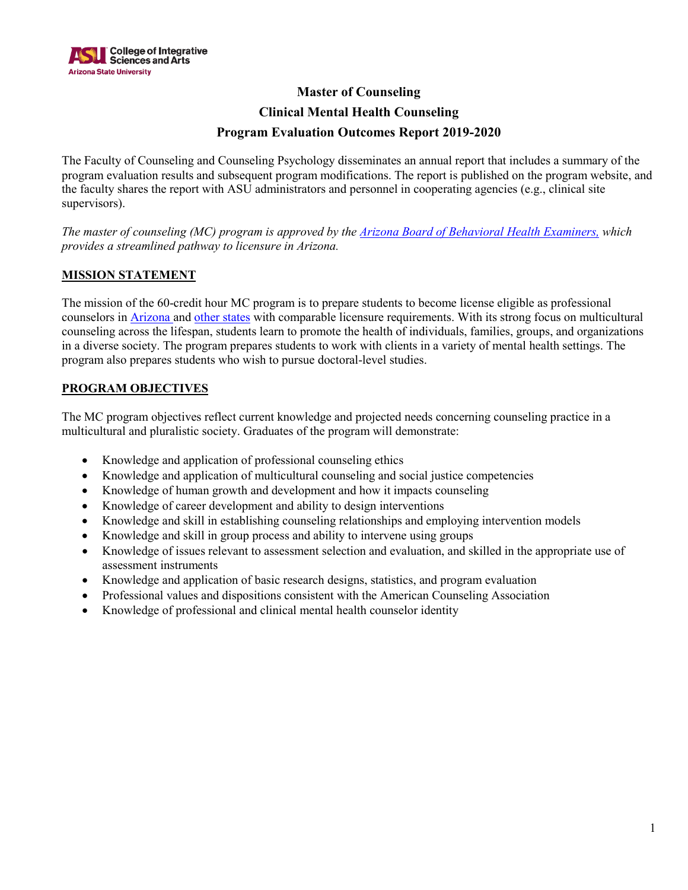# Master of Counseling
## Clinical Mental Health Counseling
## Program Evaluation Outcomes Report 2019-2020

The Faculty of Counseling and Counseling Psychology disseminates an annual report that includes a summary of the program evaluation results and subsequent program modifications. The report is published on the program website, and the faculty shares the report with ASU administrators and personnel in cooperating agencies (e.g., clinical site supervisors).

*The master of counseling (MC) program is approved by the Arizona Board of Behavioral Health Examiners, which provides a streamlined pathway to licensure in Arizona.*

### <u>MISSION STATEMENT</u>

The mission of the 60-credit hour MC program is to prepare students to become license eligible as professional counselors in Arizona and other states with comparable licensure requirements. With its strong focus on multicultural counseling across the lifespan, students learn to promote the health of individuals, families, groups, and organizations in a diverse society. The program prepares students to work with clients in a variety of mental health settings. The program also prepares students who wish to pursue doctoral-level studies.

### <u>PROGRAM OBJECTIVES</u>

The MC program objectives reflect current knowledge and projected needs concerning counseling practice in a multicultural and pluralistic society. Graduates of the program will demonstrate:

- Knowledge and application of professional counseling ethics
- Knowledge and application of multicultural counseling and social justice competencies
- Knowledge of human growth and development and how it impacts counseling
- Knowledge of career development and ability to design interventions
- Knowledge and skill in establishing counseling relationships and employing intervention models
- Knowledge and skill in group process and ability to intervene using groups
- Knowledge of issues relevant to assessment selection and evaluation, and skilled in the appropriate use of assessment instruments
- Knowledge and application of basic research designs, statistics, and program evaluation
- Professional values and dispositions consistent with the American Counseling Association
- Knowledge of professional and clinical mental health counselor identity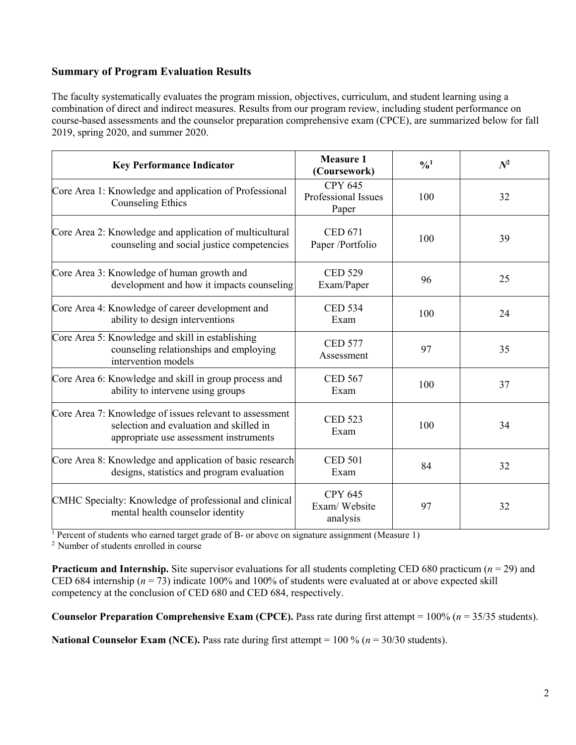### Summary of Program Evaluation Results

The faculty systematically evaluates the program mission, objectives, curriculum, and student learning using a combination of direct and indirect measures. Results from our program review, including student performance on course-based assessments and the counselor preparation comprehensive exam (CPCE), are summarized below for fall 2019, spring 2020, and summer 2020.

| Key Performance Indicator | Measure 1 (Coursework) | %[1] | $N$[2] |
|---|---|---|---|
| Core Area 1: Knowledge and application of Professional Counseling Ethics | CPY 645 Professional Issues Paper | 100 | 32 |
| Core Area 2: Knowledge and application of multicultural counseling and social justice competencies | CED 671 Paper /Portfolio | 100 | 39 |
| Core Area 3: Knowledge of human growth and development and how it impacts counseling | CED 529 Exam/Paper | 96 | 25 |
| Core Area 4: Knowledge of career development and ability to design interventions | CED 534 Exam | 100 | 24 |
| Core Area 5: Knowledge and skill in establishing counseling relationships and employing intervention models | CED 577 Assessment | 97 | 35 |
| Core Area 6: Knowledge and skill in group process and ability to intervene using groups | CED 567 Exam | 100 | 37 |
| Core Area 7: Knowledge of issues relevant to assessment selection and evaluation and skilled in appropriate use assessment instruments | CED 523 Exam | 100 | 34 |
| Core Area 8: Knowledge and application of basic research designs, statistics and program evaluation | CED 501 Exam | 84 | 32 |
| CMHC Specialty: Knowledge of professional and clinical mental health counselor identity | CPY 645 Exam/ Website analysis | 97 | 32 |

[1] Percent of students who earned target grade of B- or above on signature assignment (Measure 1)

[2] Number of students enrolled in course

**Practicum and Internship.** Site supervisor evaluations for all students completing CED 680 practicum ($n$ = 29) and CED 684 internship ($n$ = 73) indicate 100% and 100% of students were evaluated at or above expected skill competency at the conclusion of CED 680 and CED 684, respectively.

**Counselor Preparation Comprehensive Exam (CPCE).** Pass rate during first attempt = 100% ($n$ = 35/35 students).

**National Counselor Exam (NCE).** Pass rate during first attempt = 100 % ($n$ = 30/30 students).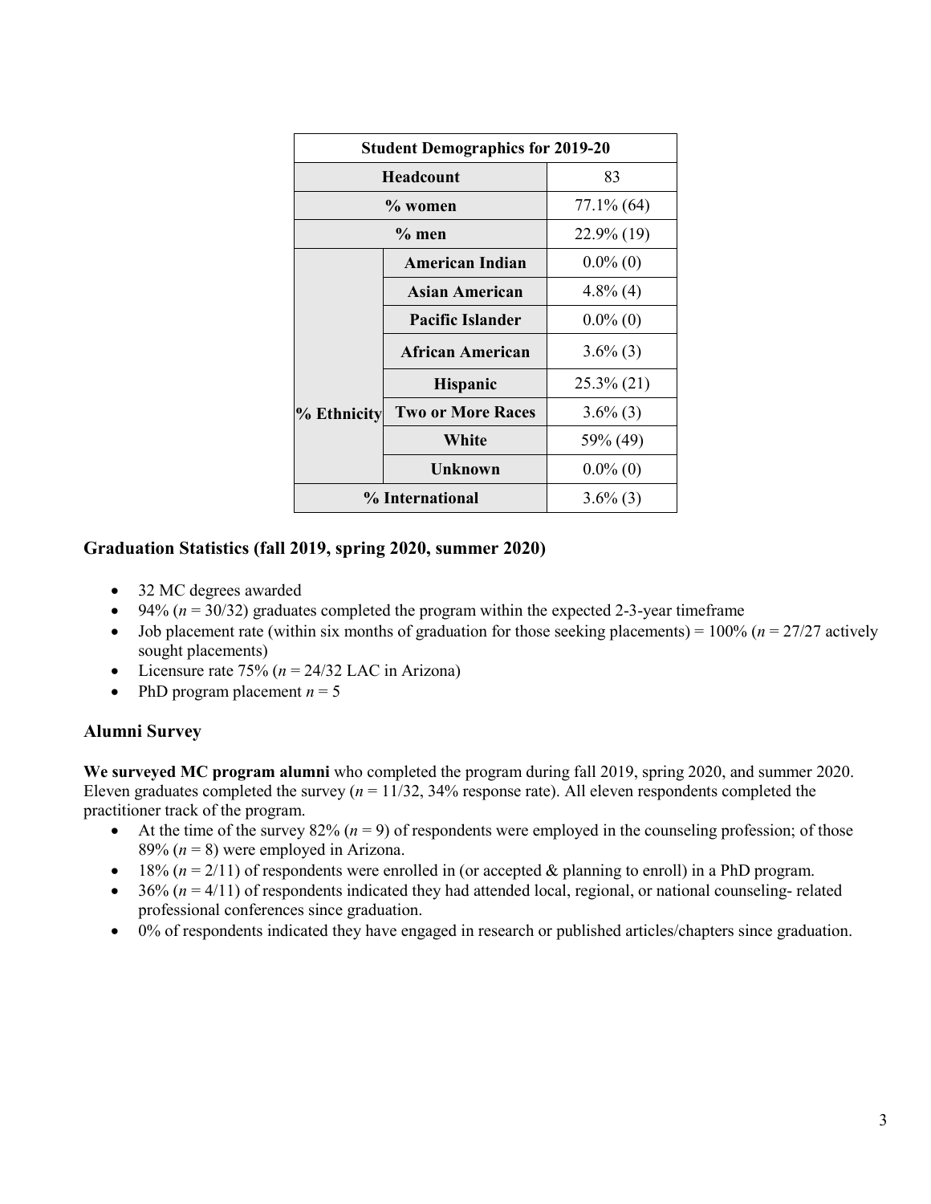| Student Demographics for 2019-20 | | |
|---|---|---|
| **Headcount** | | 83 |
| **% women** | | 77.1% (64) |
| **% men** | | 22.9% (19) |
| **% Ethnicity** | **American Indian** | 0.0% (0) |
| | **Asian American** | 4.8% (4) |
| | **Pacific Islander** | 0.0% (0) |
| | **African American** | 3.6% (3) |
| | **Hispanic** | 25.3% (21) |
| | **Two or More Races** | 3.6% (3) |
| | **White** | 59% (49) |
| | **Unknown** | 0.0% (0) |
| **% International** | | 3.6% (3) |

## Graduation Statistics (fall 2019, spring 2020, summer 2020)

- 32 MC degrees awarded
- 94% (*n* = 30/32) graduates completed the program within the expected 2-3-year timeframe
- Job placement rate (within six months of graduation for those seeking placements) = 100% (*n* = 27/27 actively sought placements)
- Licensure rate 75% (*n* = 24/32 LAC in Arizona)
- PhD program placement *n* = 5

## Alumni Survey

**We surveyed MC program alumni** who completed the program during fall 2019, spring 2020, and summer 2020. Eleven graduates completed the survey (*n* = 11/32, 34% response rate). All eleven respondents completed the practitioner track of the program.

- At the time of the survey 82% (*n* = 9) of respondents were employed in the counseling profession; of those 89% (*n* = 8) were employed in Arizona.
- 18% (*n* = 2/11) of respondents were enrolled in (or accepted & planning to enroll) in a PhD program.
- 36% (*n* = 4/11) of respondents indicated they had attended local, regional, or national counseling- related professional conferences since graduation.
- 0% of respondents indicated they have engaged in research or published articles/chapters since graduation.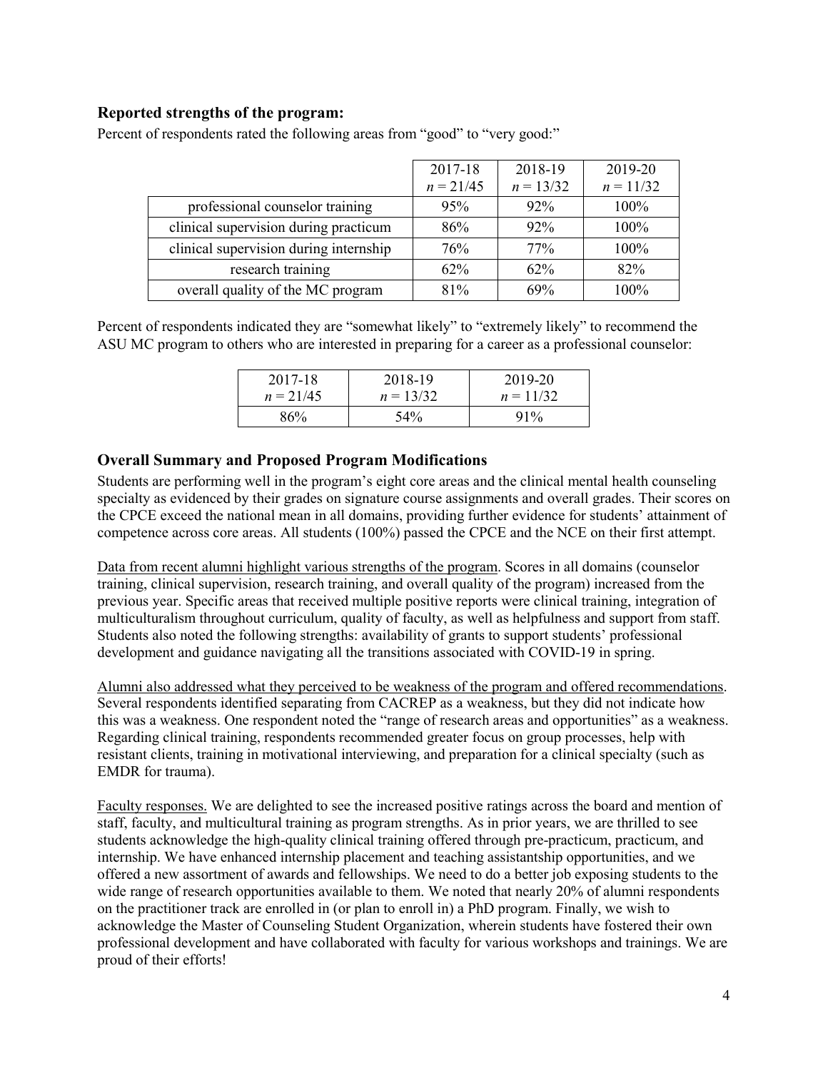### Reported strengths of the program:

Percent of respondents rated the following areas from "good" to "very good:"

| | 2017-18 *n* = 21/45 | 2018-19 *n* = 13/32 | 2019-20 *n* = 11/32 |
|---|---|---|---|
| professional counselor training | 95% | 92% | 100% |
| clinical supervision during practicum | 86% | 92% | 100% |
| clinical supervision during internship | 76% | 77% | 100% |
| research training | 62% | 62% | 82% |
| overall quality of the MC program | 81% | 69% | 100% |

Percent of respondents indicated they are "somewhat likely" to "extremely likely" to recommend the ASU MC program to others who are interested in preparing for a career as a professional counselor:

| 2017-18 *n* = 21/45 | 2018-19 *n* = 13/32 | 2019-20 *n* = 11/32 |
|---|---|---|
| 86% | 54% | 91% |

### Overall Summary and Proposed Program Modifications

Students are performing well in the program's eight core areas and the clinical mental health counseling specialty as evidenced by their grades on signature course assignments and overall grades. Their scores on the CPCE exceed the national mean in all domains, providing further evidence for students' attainment of competence across core areas. All students (100%) passed the CPCE and the NCE on their first attempt.

Data from recent alumni highlight various strengths of the program. Scores in all domains (counselor training, clinical supervision, research training, and overall quality of the program) increased from the previous year. Specific areas that received multiple positive reports were clinical training, integration of multiculturalism throughout curriculum, quality of faculty, as well as helpfulness and support from staff. Students also noted the following strengths: availability of grants to support students' professional development and guidance navigating all the transitions associated with COVID-19 in spring.

Alumni also addressed what they perceived to be weakness of the program and offered recommendations. Several respondents identified separating from CACREP as a weakness, but they did not indicate how this was a weakness. One respondent noted the "range of research areas and opportunities" as a weakness. Regarding clinical training, respondents recommended greater focus on group processes, help with resistant clients, training in motivational interviewing, and preparation for a clinical specialty (such as EMDR for trauma).

Faculty responses. We are delighted to see the increased positive ratings across the board and mention of staff, faculty, and multicultural training as program strengths. As in prior years, we are thrilled to see students acknowledge the high-quality clinical training offered through pre-practicum, practicum, and internship. We have enhanced internship placement and teaching assistantship opportunities, and we offered a new assortment of awards and fellowships. We need to do a better job exposing students to the wide range of research opportunities available to them. We noted that nearly 20% of alumni respondents on the practitioner track are enrolled in (or plan to enroll in) a PhD program. Finally, we wish to acknowledge the Master of Counseling Student Organization, wherein students have fostered their own professional development and have collaborated with faculty for various workshops and trainings. We are proud of their efforts!